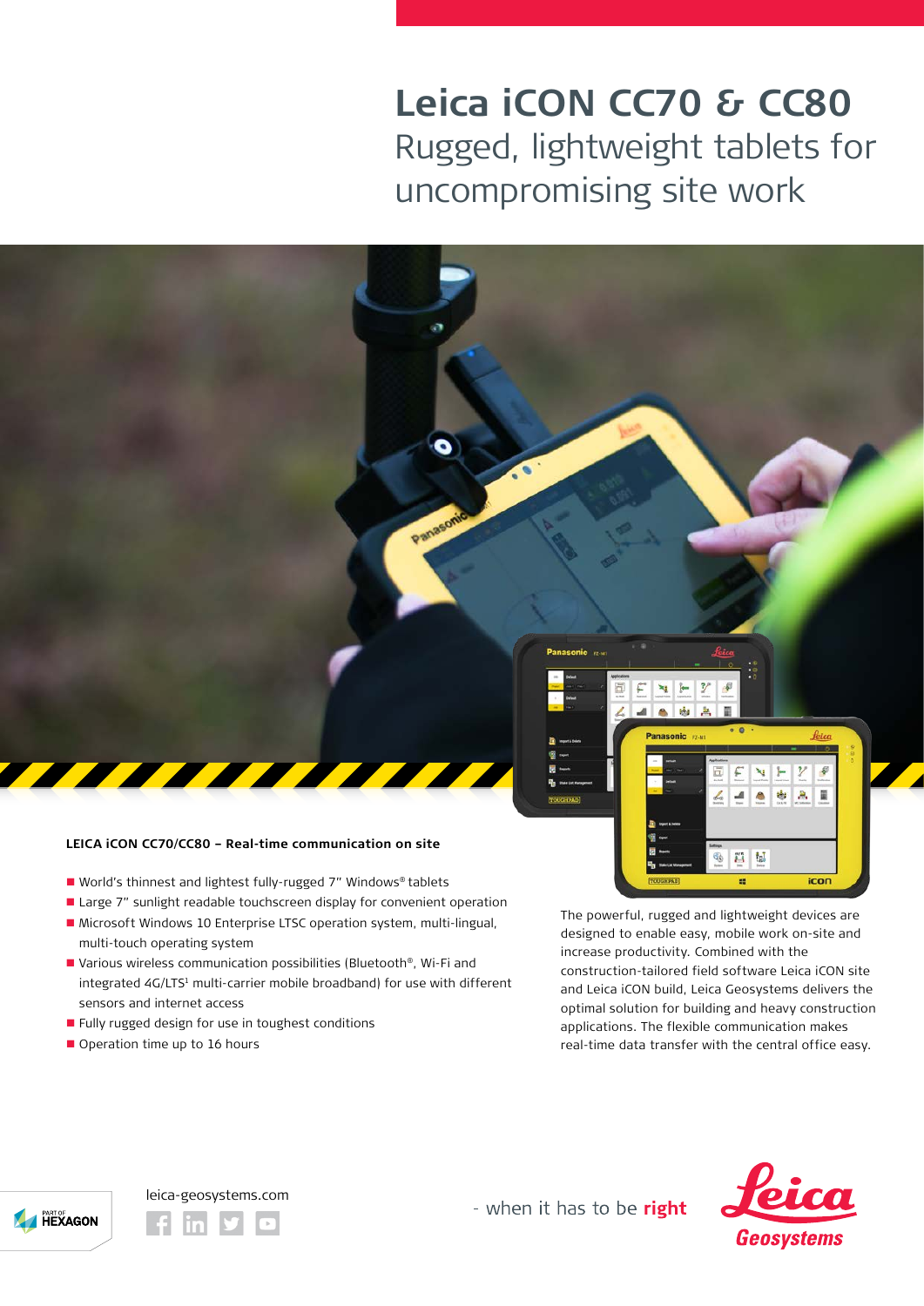# Leica iCON CC70 & CC80

## Rugged, lightweight tablets for uncompromising site work

### LEICA iCON CC70/CC80 – Real-time communication on site

- World's thinnest and lightest fully-rugged 7" Windows® tablets
- Large 7" sunlight readable touchscreen display for convenient operation
- Microsoft Windows 10 Enterprise LTSC operation system, multi-lingual, multi-touch operating system
- Various wireless communication possibilities (Bluetooth®, Wi-Fi and integrated 4G/LTS[1] multi-carrier mobile broadband) for use with different sensors and internet access
- Fully rugged design for use in toughest conditions
- Operation time up to 16 hours

The powerful, rugged and lightweight devices are designed to enable easy, mobile work on-site and increase productivity. Combined with the construction-tailored field software Leica iCON site and Leica iCON build, Leica Geosystems delivers the optimal solution for building and heavy construction applications. The flexible communication makes real-time data transfer with the central office easy.

leica-geosystems.com

- when it has to be **right**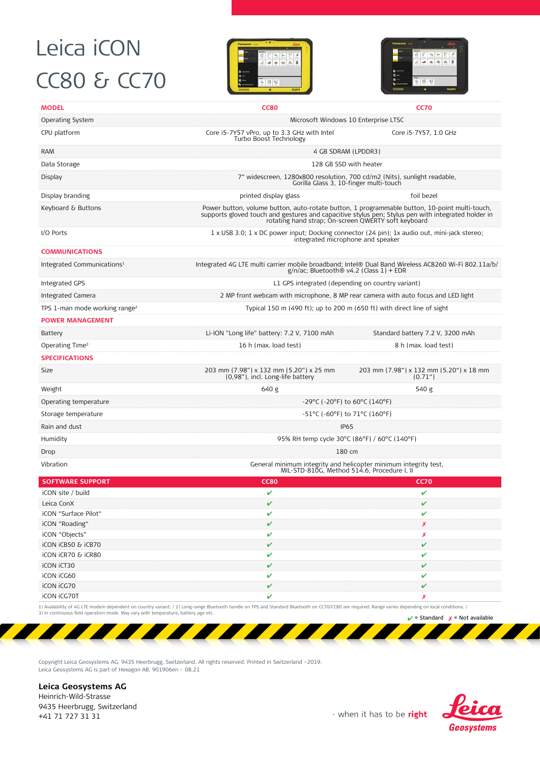# Leica iCON CC80 & CC70

| MODEL | CC80 | CC70 |
|---|---|---|
| Operating System | Microsoft Windows 10 Enterprise LTSC | |
| CPU platform | Core i5-7Y57 vPro, up to 3.3 GHz with Intel Turbo Boost Technology | Core i5-7Y57, 1.0 GHz |
| RAM | 4 GB SDRAM (LPDDR3) | |
| Data Storage | 128 GB SSD with heater | |
| Display | 7" widescreen, 1280x800 resolution, 700 cd/m2 (Nits), sunlight readable, Gorilla Glass 3, 10-finger multi-touch | |
| Display branding | printed display glass | foil bezel |
| Keyboard & Buttons | Power button, volume button, auto-rotate button, 1 programmable button, 10-point multi-touch, supports gloved touch and gestures and capacitive stylus pen; Stylus pen with integrated holder in rotating hand strap; On-screen QWERTY soft keyboard | |
| I/O Ports | 1 x USB 3.0; 1 x DC power input; Docking connector (24 pin); 1x audio out, mini-jack stereo; integrated microphone and speaker | |
| **COMMUNICATIONS** | | |
| Integrated Communications[1] | Integrated 4G LTE multi carrier mobile broadband; Intel® Dual Band Wireless AC8260 Wi-Fi 802.11a/b/g/n/ac; Bluetooth® v4.2 (Class 1) + EDR | |
| Integrated GPS | L1 GPS integrated (depending on country variant) | |
| Integrated Camera | 2 MP front webcam with microphone, 8 MP rear camera with auto focus and LED light | |
| TPS 1-man mode working range[2] | Typical 150 m (490 ft); up to 200 m (650 ft) with direct line of sight | |
| **POWER MANAGEMENT** | | |
| Battery | Li-ION "Long life" battery: 7.2 V, 7100 mAh | Standard battery 7.2 V, 3200 mAh |
| Operating Time[3] | 16 h (max. load test) | 8 h (max. load test) |
| **SPECIFICATIONS** | | |
| Size | 203 mm (7.98") x 132 mm (5.20") x 25 mm (0,98"), incl. Long-life battery | 203 mm (7.98") x 132 mm (5.20") x 18 mm (0.71") |
| Weight | 640 g | 540 g |
| Operating temperature | -29°C (-20°F) to 60°C (140°F) | |
| Storage temperature | -51°C (-60°F) to 71°C (160°F) | |
| Rain and dust | IP65 | |
| Humidity | 95% RH temp cycle 30°C (86°F) / 60°C (140°F) | |
| Drop | 180 cm | |
| Vibration | General minimum integrity and helicopter minimum integrity test, MIL-STD-810G, Method 514.6, Procedure I, II | |

| SOFTWARE SUPPORT | CC80 | CC70 |
|---|---|---|
| iCON site / build | ✔ | ✔ |
| Leica ConX | ✔ | ✔ |
| iCON "Surface Pilot" | ✔ | ✔ |
| iCON "Roading" | ✔ | ✗ |
| iCON "Objects" | ✔ | ✗ |
| iCON iCB50 & iCB70 | ✔ | ✔ |
| iCON iCR70 & iCR80 | ✔ | ✔ |
| iCON iCT30 | ✔ | ✔ |
| iCON iCG60 | ✔ | ✔ |
| iCON iCG70 | ✔ | ✔ |
| iCON iCG70T | ✔ | ✗ |

1) Availability of 4G LTE modem dependent on country variant. / 2) Long-range Bluetooth handle on TPS and Standard Bluetooth on CC70/CC80 are required. Range varies depending on local conditions. / 3) In continuous field operation mode. May vary with temperature, battery age etc.

✔ = Standard ✗ = Not available

Copyright Leica Geosystems AG, 9435 Heerbrugg, Switzerland. All rights reserved. Printed in Switzerland –2019. Leica Geosystems AG is part of Hexagon AB. 901906en – 08.21

**Leica Geosystems AG**
Heinrich-Wild-Strasse
9435 Heerbrugg, Switzerland
+41 71 727 31 31

- when it has to be **right**

Leica Geosystems